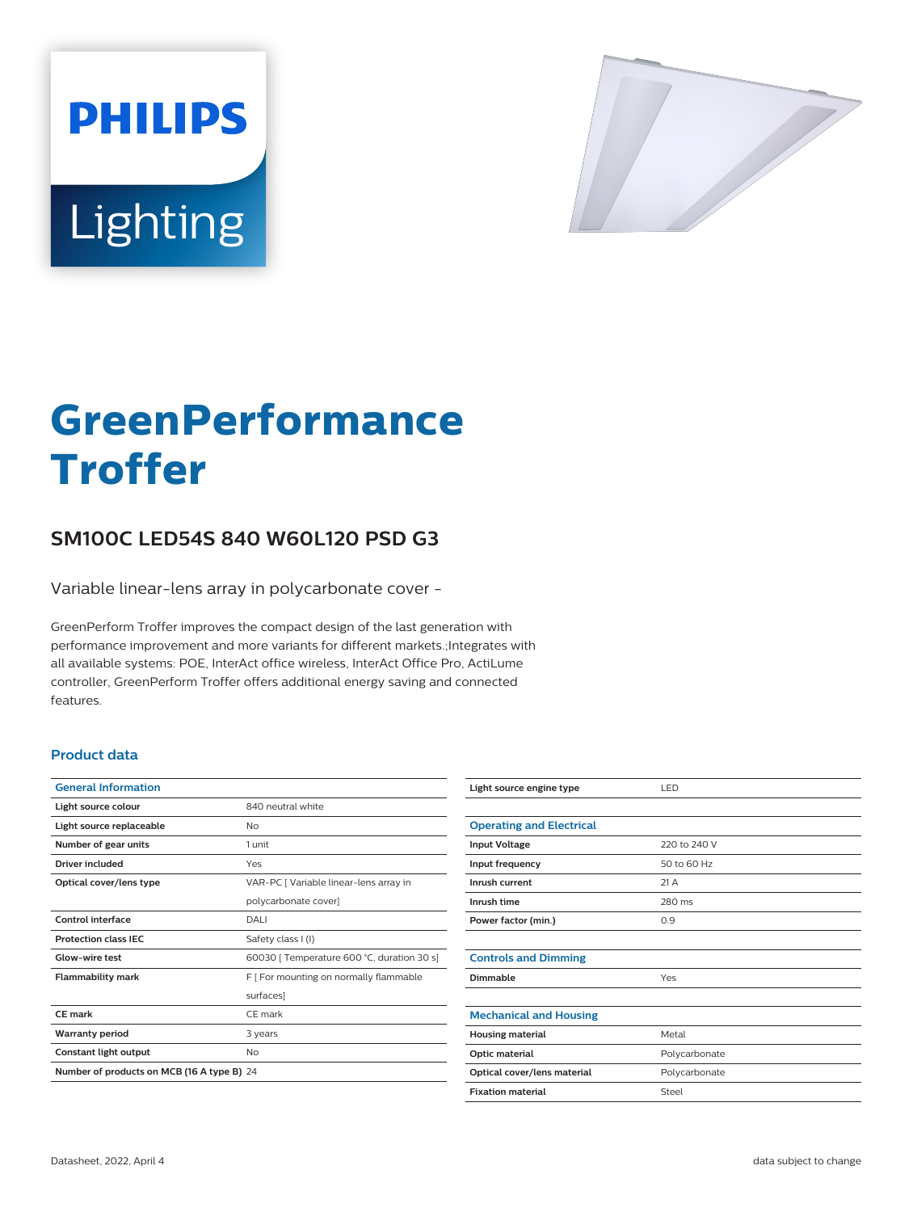PHILIPS

Lighting

# GreenPerformance Troffer

## SM100C LED54S 840 W60L120 PSD G3

Variable linear-lens array in polycarbonate cover -

GreenPerform Troffer improves the compact design of the last generation with performance improvement and more variants for different markets.;Integrates with all available systems: POE, InterAct office wireless, InterAct Office Pro, ActiLume controller, GreenPerform Troffer offers additional energy saving and connected features.

### Product data

| General Information | |
|---|---|
| Light source colour | 840 neutral white |
| Light source replaceable | No |
| Number of gear units | 1 unit |
| Driver included | Yes |
| Optical cover/lens type | VAR-PC [ Variable linear-lens array in polycarbonate cover] |
| Control interface | DALI |
| Protection class IEC | Safety class I (I) |
| Glow-wire test | 60030 [ Temperature 600 °C, duration 30 s] |
| Flammability mark | F [ For mounting on normally flammable surfaces] |
| CE mark | CE mark |
| Warranty period | 3 years |
| Constant light output | No |
| Number of products on MCB (16 A type B) | 24 |
| Light source engine type | LED |

| Operating and Electrical | |
|---|---|
| Input Voltage | 220 to 240 V |
| Input frequency | 50 to 60 Hz |
| Inrush current | 21 A |
| Inrush time | 280 ms |
| Power factor (min.) | 0.9 |

| Controls and Dimming | |
|---|---|
| Dimmable | Yes |

| Mechanical and Housing | |
|---|---|
| Housing material | Metal |
| Optic material | Polycarbonate |
| Optical cover/lens material | Polycarbonate |
| Fixation material | Steel |

Datasheet, 2022, April 4

data subject to change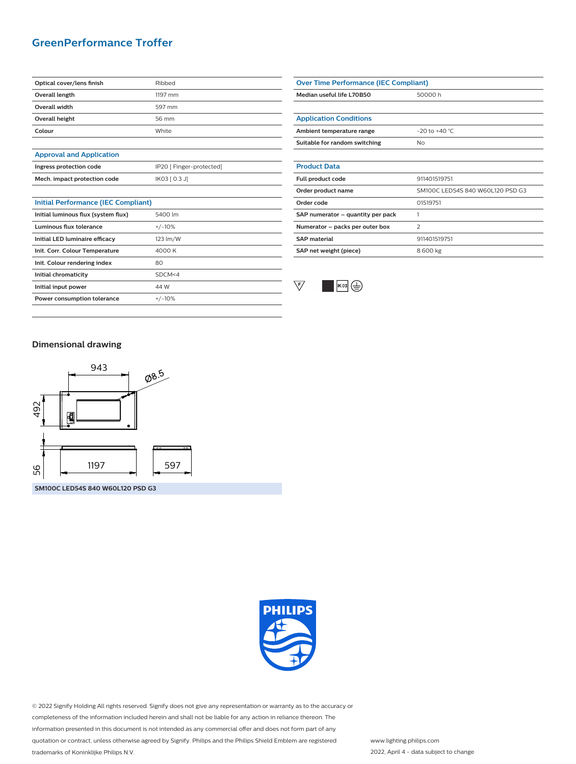## GreenPerformance Troffer

| | |
|---|---|
| Optical cover/lens finish | Ribbed |
| Overall length | 1197 mm |
| Overall width | 597 mm |
| Overall height | 56 mm |
| Colour | White |

### Approval and Application

| | |
|---|---|
| Ingress protection code | IP20 [ Finger-protected] |
| Mech. impact protection code | IK03 [ 0.3 J] |

### Initial Performance (IEC Compliant)

| | |
|---|---|
| Initial luminous flux (system flux) | 5400 lm |
| Luminous flux tolerance | +/-10% |
| Initial LED luminaire efficacy | 123 lm/W |
| Init. Corr. Colour Temperature | 4000 K |
| Init. Colour rendering index | 80 |
| Initial chromaticity | SDCM<4 |
| Initial input power | 44 W |
| Power consumption tolerance | +/-10% |

### Over Time Performance (IEC Compliant)

| | |
|---|---|
| Median useful life L70B50 | 50000 h |

### Application Conditions

| | |
|---|---|
| Ambient temperature range | -20 to +40 °C |
| Suitable for random switching | No |

### Product Data

| | |
|---|---|
| Full product code | 911401519751 |
| Order product name | SM100C LED54S 840 W60L120 PSD G3 |
| Order code | 01519751 |
| SAP numerator – quantity per pack | 1 |
| Numerator – packs per outer box | 2 |
| SAP material | 911401519751 |
| SAP net weight (piece) | 8.600 kg |

## Dimensional drawing

943

Ø8.5

492

56

1197

597

SM100C LED54S 840 W60L120 PSD G3

© 2022 Signify Holding All rights reserved. Signify does not give any representation or warranty as to the accuracy or completeness of the information included herein and shall not be liable for any action in reliance thereon. The information presented in this document is not intended as any commercial offer and does not form part of any quotation or contract, unless otherwise agreed by Signify. Philips and the Philips Shield Emblem are registered trademarks of Koninklijke Philips N.V.

www.lighting.philips.com

2022, April 4 - data subject to change